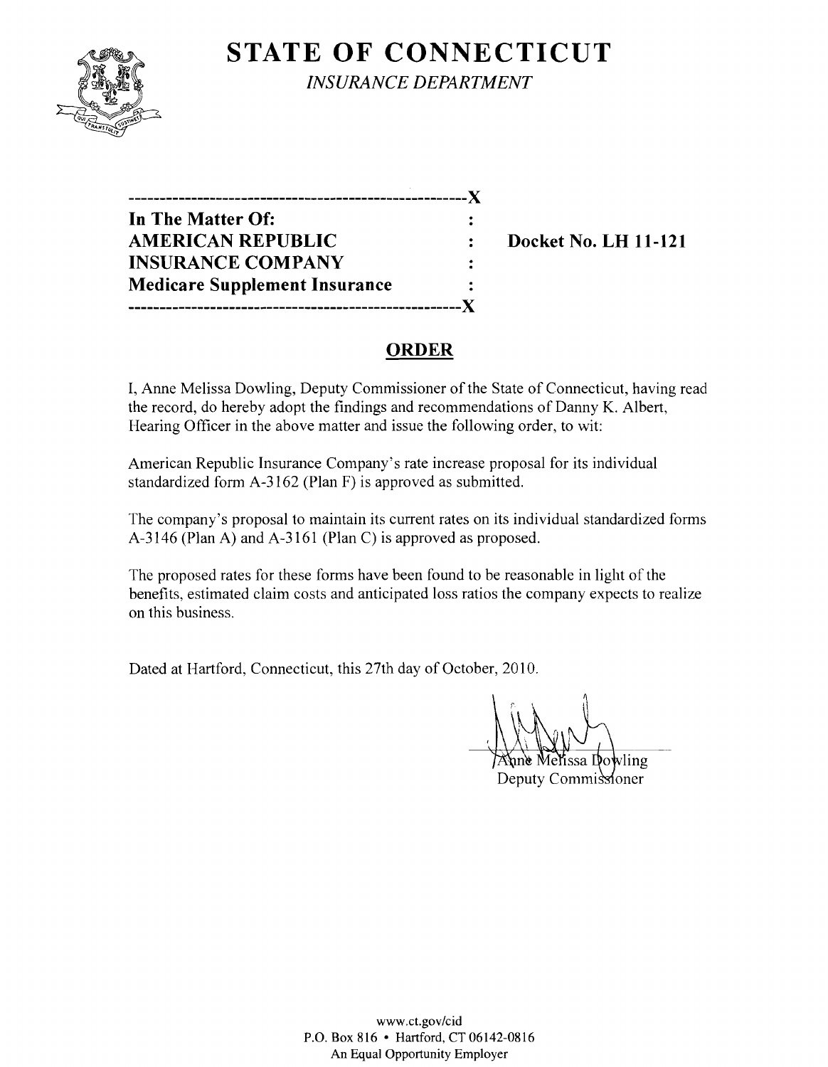# STATE OF CONNECTICUT

*INSURANCE DEPARTMENT*

```
------------------------------------------------------X
In The Matter Of:                                     :
AMERICAN REPUBLIC                                     :     Docket No. LH 11-121
INSURANCE COMPANY                                     :
Medicare Supplement Insurance                         :
------------------------------------------------------X
```

## ORDER

I, Anne Melissa Dowling, Deputy Commissioner of the State of Connecticut, having read the record, do hereby adopt the findings and recommendations of Danny K. Albert, Hearing Officer in the above matter and issue the following order, to wit:

American Republic Insurance Company's rate increase proposal for its individual standardized form A-3162 (Plan F) is approved as submitted.

The company's proposal to maintain its current rates on its individual standardized forms A-3146 (Plan A) and A-3161 (Plan C) is approved as proposed.

The proposed rates for these forms have been found to be reasonable in light of the benefits, estimated claim costs and anticipated loss ratios the company expects to realize on this business.

Dated at Hartford, Connecticut, this 27th day of October, 2010.

Anne Melissa Dowling
Deputy Commissioner

www.ct.gov/cid
P.O. Box 816 • Hartford, CT 06142-0816
An Equal Opportunity Employer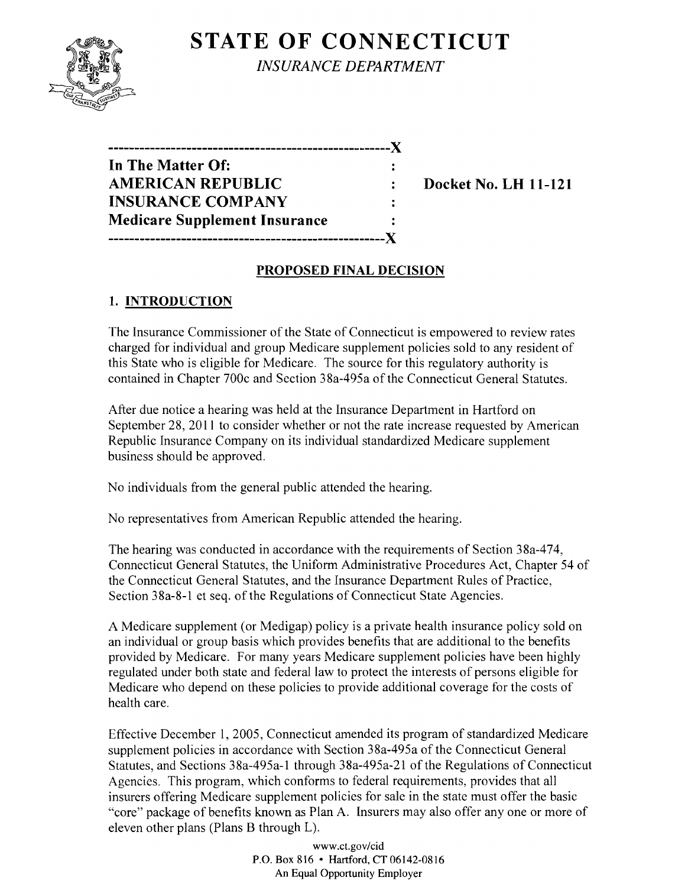# STATE OF CONNECTICUT

*INSURANCE DEPARTMENT*

```
------------------------------------------------------X
In The Matter Of:                                     :
AMERICAN REPUBLIC                                     :     Docket No. LH 11-121
INSURANCE COMPANY                                     :
Medicare Supplement Insurance                         :
------------------------------------------------------X
```

## PROPOSED FINAL DECISION

### 1. INTRODUCTION

The Insurance Commissioner of the State of Connecticut is empowered to review rates charged for individual and group Medicare supplement policies sold to any resident of this State who is eligible for Medicare. The source for this regulatory authority is contained in Chapter 700c and Section 38a-495a of the Connecticut General Statutes.

After due notice a hearing was held at the Insurance Department in Hartford on September 28, 2011 to consider whether or not the rate increase requested by American Republic Insurance Company on its individual standardized Medicare supplement business should be approved.

No individuals from the general public attended the hearing.

No representatives from American Republic attended the hearing.

The hearing was conducted in accordance with the requirements of Section 38a-474, Connecticut General Statutes, the Uniform Administrative Procedures Act, Chapter 54 of the Connecticut General Statutes, and the Insurance Department Rules of Practice, Section 38a-8-1 et seq. of the Regulations of Connecticut State Agencies.

A Medicare supplement (or Medigap) policy is a private health insurance policy sold on an individual or group basis which provides benefits that are additional to the benefits provided by Medicare. For many years Medicare supplement policies have been highly regulated under both state and federal law to protect the interests of persons eligible for Medicare who depend on these policies to provide additional coverage for the costs of health care.

Effective December 1, 2005, Connecticut amended its program of standardized Medicare supplement policies in accordance with Section 38a-495a of the Connecticut General Statutes, and Sections 38a-495a-1 through 38a-495a-21 of the Regulations of Connecticut Agencies. This program, which conforms to federal requirements, provides that all insurers offering Medicare supplement policies for sale in the state must offer the basic "core" package of benefits known as Plan A. Insurers may also offer any one or more of eleven other plans (Plans B through L).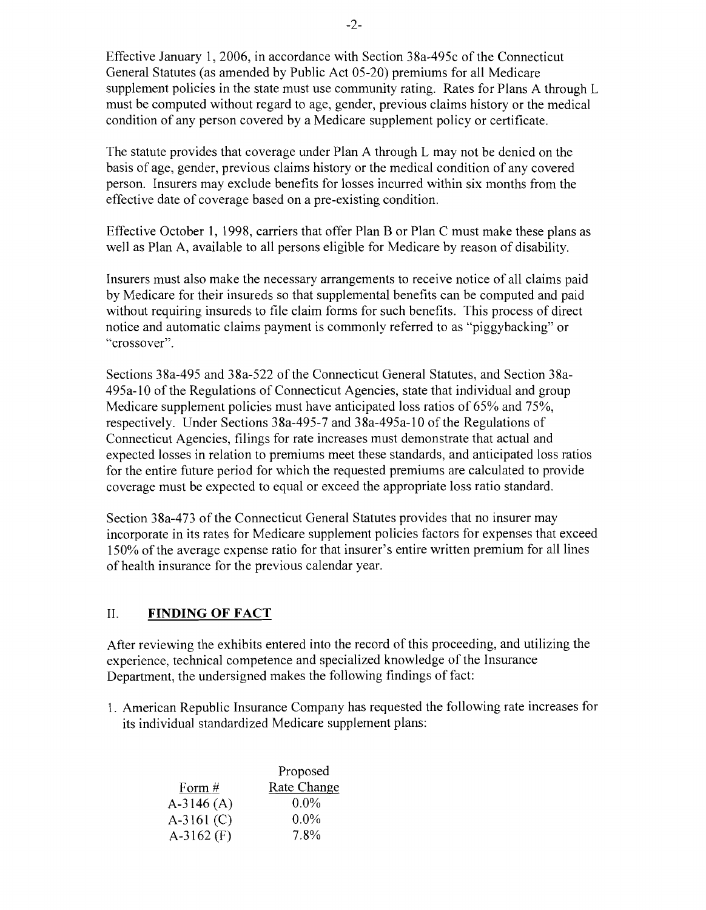Effective January 1, 2006, in accordance with Section 38a-495c of the Connecticut General Statutes (as amended by Public Act 05-20) premiums for all Medicare supplement policies in the state must use community rating. Rates for Plans A through L must be computed without regard to age, gender, previous claims history or the medical condition of any person covered by a Medicare supplement policy or certificate.

The statute provides that coverage under Plan A through L may not be denied on the basis of age, gender, previous claims history or the medical condition of any covered person. Insurers may exclude benefits for losses incurred within six months from the effective date of coverage based on a pre-existing condition.

Effective October 1, 1998, carriers that offer Plan B or Plan C must make these plans as well as Plan A, available to all persons eligible for Medicare by reason of disability.

Insurers must also make the necessary arrangements to receive notice of all claims paid by Medicare for their insureds so that supplemental benefits can be computed and paid without requiring insureds to file claim forms for such benefits. This process of direct notice and automatic claims payment is commonly referred to as "piggybacking" or "crossover".

Sections 38a-495 and 38a-522 of the Connecticut General Statutes, and Section 38a-495a-10 of the Regulations of Connecticut Agencies, state that individual and group Medicare supplement policies must have anticipated loss ratios of 65% and 75%, respectively. Under Sections 38a-495-7 and 38a-495a-10 of the Regulations of Connecticut Agencies, filings for rate increases must demonstrate that actual and expected losses in relation to premiums meet these standards, and anticipated loss ratios for the entire future period for which the requested premiums are calculated to provide coverage must be expected to equal or exceed the appropriate loss ratio standard.

Section 38a-473 of the Connecticut General Statutes provides that no insurer may incorporate in its rates for Medicare supplement policies factors for expenses that exceed 150% of the average expense ratio for that insurer's entire written premium for all lines of health insurance for the previous calendar year.

## II. FINDING OF FACT

After reviewing the exhibits entered into the record of this proceeding, and utilizing the experience, technical competence and specialized knowledge of the Insurance Department, the undersigned makes the following findings of fact:

1. American Republic Insurance Company has requested the following rate increases for its individual standardized Medicare supplement plans:

| Form # | Proposed Rate Change |
|---|---|
| A-3146 (A) | 0.0% |
| A-3161 (C) | 0.0% |
| A-3162 (F) | 7.8% |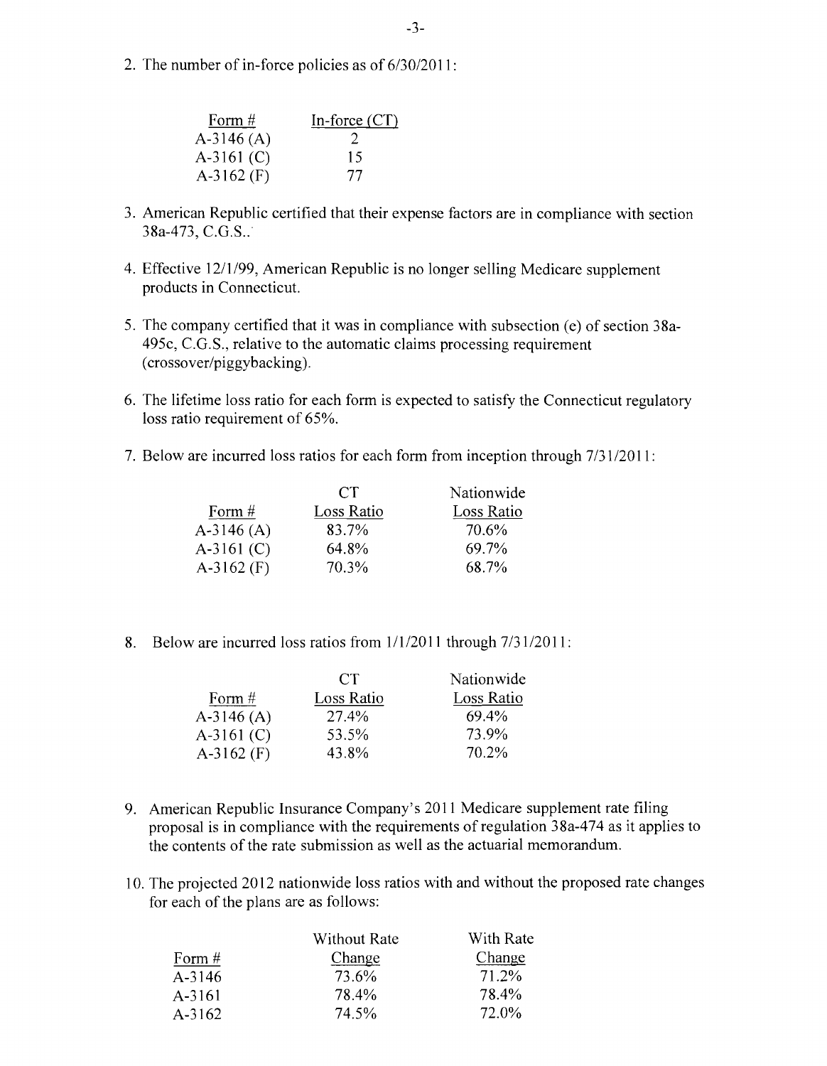2. The number of in-force policies as of 6/30/2011:

| Form # | In-force (CT) |
|---|---|
| A-3146 (A) | 2 |
| A-3161 (C) | 15 |
| A-3162 (F) | 77 |

3. American Republic certified that their expense factors are in compliance with section 38a-473, C.G.S..

4. Effective 12/1/99, American Republic is no longer selling Medicare supplement products in Connecticut.

5. The company certified that it was in compliance with subsection (e) of section 38a-495c, C.G.S., relative to the automatic claims processing requirement (crossover/piggybacking).

6. The lifetime loss ratio for each form is expected to satisfy the Connecticut regulatory loss ratio requirement of 65%.

7. Below are incurred loss ratios for each form from inception through 7/31/2011:

| Form # | CT Loss Ratio | Nationwide Loss Ratio |
|---|---|---|
| A-3146 (A) | 83.7% | 70.6% |
| A-3161 (C) | 64.8% | 69.7% |
| A-3162 (F) | 70.3% | 68.7% |

8. Below are incurred loss ratios from 1/1/2011 through 7/31/2011:

| Form # | CT Loss Ratio | Nationwide Loss Ratio |
|---|---|---|
| A-3146 (A) | 27.4% | 69.4% |
| A-3161 (C) | 53.5% | 73.9% |
| A-3162 (F) | 43.8% | 70.2% |

9. American Republic Insurance Company's 2011 Medicare supplement rate filing proposal is in compliance with the requirements of regulation 38a-474 as it applies to the contents of the rate submission as well as the actuarial memorandum.

10. The projected 2012 nationwide loss ratios with and without the proposed rate changes for each of the plans are as follows:

| Form # | Without Rate Change | With Rate Change |
|---|---|---|
| A-3146 | 73.6% | 71.2% |
| A-3161 | 78.4% | 78.4% |
| A-3162 | 74.5% | 72.0% |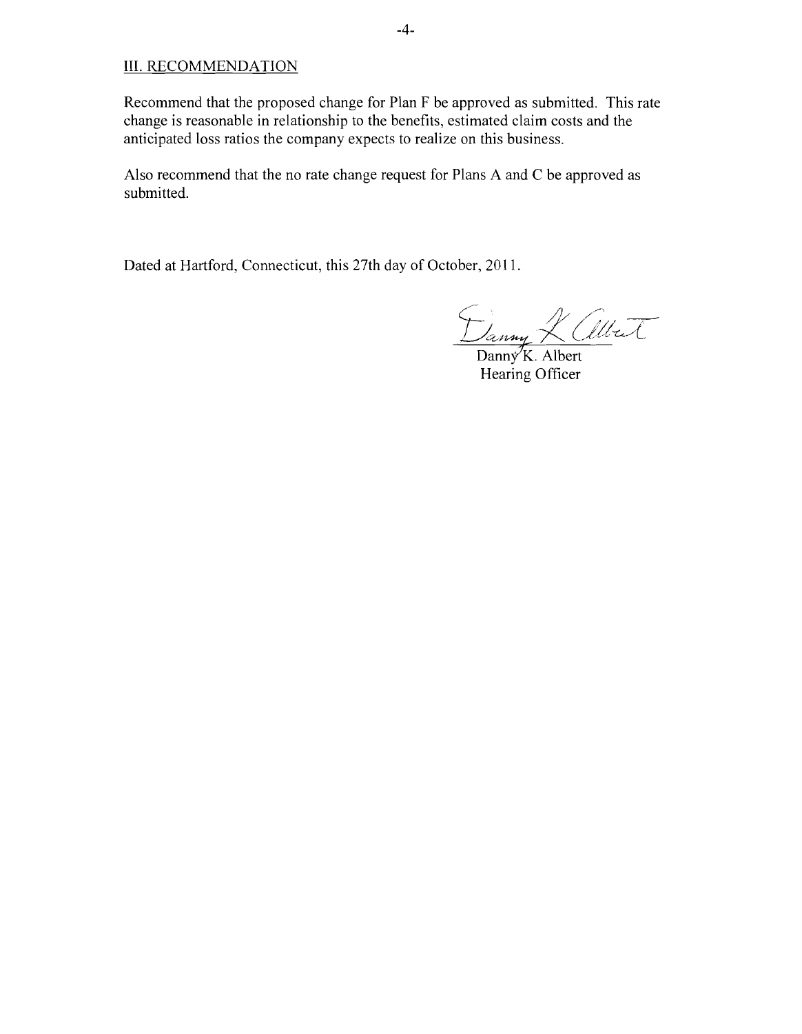## III. RECOMMENDATION

Recommend that the proposed change for Plan F be approved as submitted. This rate change is reasonable in relationship to the benefits, estimated claim costs and the anticipated loss ratios the company expects to realize on this business.

Also recommend that the no rate change request for Plans A and C be approved as submitted.

Dated at Hartford, Connecticut, this 27th day of October, 2011.

Danny K. Albert
Hearing Officer